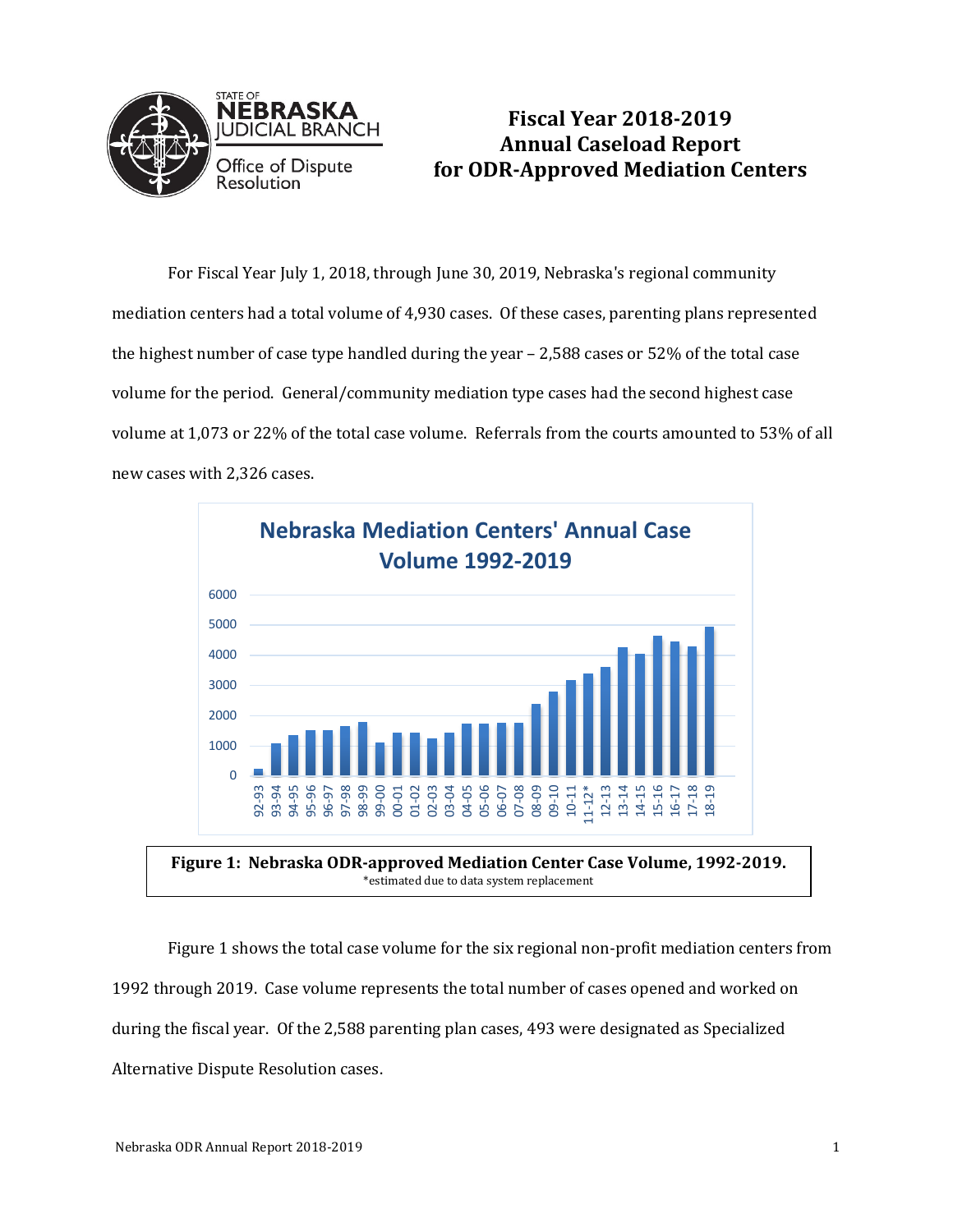STATE OF
**NEBRASKA**
JUDICIAL BRANCH
Office of Dispute Resolution

# Fiscal Year 2018-2019 Annual Caseload Report for ODR-Approved Mediation Centers

For Fiscal Year July 1, 2018, through June 30, 2019, Nebraska's regional community mediation centers had a total volume of 4,930 cases. Of these cases, parenting plans represented the highest number of case type handled during the year – 2,588 cases or 52% of the total case volume for the period. General/community mediation type cases had the second highest case volume at 1,073 or 22% of the total case volume. Referrals from the courts amounted to 53% of all new cases with 2,326 cases.

**Figure 1: Nebraska ODR-approved Mediation Center Case Volume, 1992-2019.**
*estimated due to data system replacement

Figure 1 shows the total case volume for the six regional non-profit mediation centers from 1992 through 2019. Case volume represents the total number of cases opened and worked on during the fiscal year. Of the 2,588 parenting plan cases, 493 were designated as Specialized Alternative Dispute Resolution cases.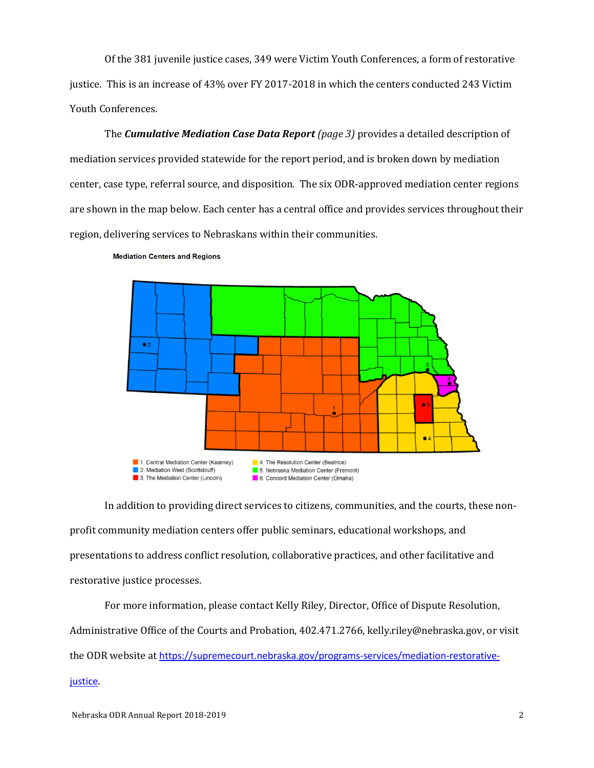Of the 381 juvenile justice cases, 349 were Victim Youth Conferences, a form of restorative justice. This is an increase of 43% over FY 2017-2018 in which the centers conducted 243 Victim Youth Conferences.

The ***Cumulative Mediation Case Data Report*** *(page 3)* provides a detailed description of mediation services provided statewide for the report period, and is broken down by mediation center, case type, referral source, and disposition. The six ODR-approved mediation center regions are shown in the map below. Each center has a central office and provides services throughout their region, delivering services to Nebraskans within their communities.

**Mediation Centers and Regions**

1. Central Mediation Center (Kearney)
2. Mediation West (Scottsbluff)
3. The Mediation Center (Lincoln)
4. The Resolution Center (Beatrice)
5. Nebraska Mediation Center (Fremont)
6. Concord Mediation Center (Omaha)

In addition to providing direct services to citizens, communities, and the courts, these non-profit community mediation centers offer public seminars, educational workshops, and presentations to address conflict resolution, collaborative practices, and other facilitative and restorative justice processes.

For more information, please contact Kelly Riley, Director, Office of Dispute Resolution, Administrative Office of the Courts and Probation, 402.471.2766, kelly.riley@nebraska.gov, or visit the ODR website at [https://supremecourt.nebraska.gov/programs-services/mediation-restorative-justice](https://supremecourt.nebraska.gov/programs-services/mediation-restorative-justice).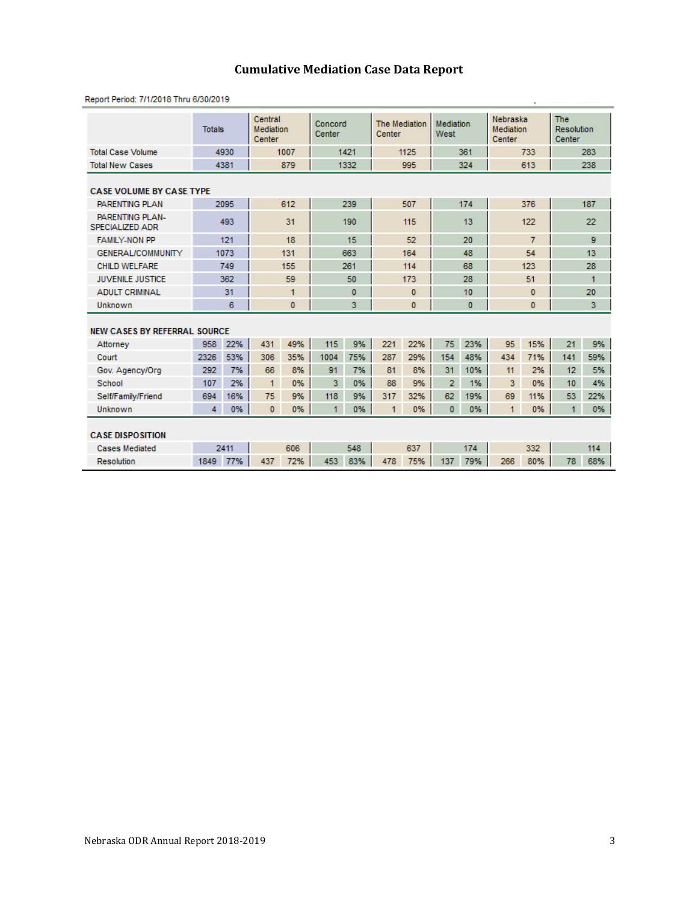# Cumulative Mediation Case Data Report

Report Period: 7/1/2018 Thru 6/30/2019

| | Totals | | Central Mediation Center | | Concord Center | | The Mediation Center | | Mediation West | | Nebraska Mediation Center | | The Resolution Center | |
|---|---|---|---|---|---|---|---|---|---|---|---|---|---|---|
| Total Case Volume | 4930 | | 1007 | | 1421 | | 1125 | | 361 | | 733 | | 283 | |
| Total New Cases | 4381 | | 879 | | 1332 | | 995 | | 324 | | 613 | | 238 | |
| **CASE VOLUME BY CASE TYPE** | | | | | | | | | | | | | | |
| PARENTING PLAN | 2095 | | 612 | | 239 | | 507 | | 174 | | 376 | | 187 | |
| PARENTING PLAN-SPECIALIZED ADR | 493 | | 31 | | 190 | | 115 | | 13 | | 122 | | 22 | |
| FAMILY-NON PP | 121 | | 18 | | 15 | | 52 | | 20 | | 7 | | 9 | |
| GENERAL/COMMUNITY | 1073 | | 131 | | 663 | | 164 | | 48 | | 54 | | 13 | |
| CHILD WELFARE | 749 | | 155 | | 261 | | 114 | | 68 | | 123 | | 28 | |
| JUVENILE JUSTICE | 362 | | 59 | | 50 | | 173 | | 28 | | 51 | | 1 | |
| ADULT CRIMINAL | 31 | | 1 | | 0 | | 0 | | 10 | | 0 | | 20 | |
| Unknown | 6 | | 0 | | 3 | | 0 | | 0 | | 0 | | 3 | |
| **NEW CASES BY REFERRAL SOURCE** | | | | | | | | | | | | | | |
| Attorney | 958 | 22% | 431 | 49% | 115 | 9% | 221 | 22% | 75 | 23% | 95 | 15% | 21 | 9% |
| Court | 2326 | 53% | 306 | 35% | 1004 | 75% | 287 | 29% | 154 | 48% | 434 | 71% | 141 | 59% |
| Gov. Agency/Org | 292 | 7% | 66 | 8% | 91 | 7% | 81 | 8% | 31 | 10% | 11 | 2% | 12 | 5% |
| School | 107 | 2% | 1 | 0% | 3 | 0% | 88 | 9% | 2 | 1% | 3 | 0% | 10 | 4% |
| Self/Family/Friend | 694 | 16% | 75 | 9% | 118 | 9% | 317 | 32% | 62 | 19% | 69 | 11% | 53 | 22% |
| Unknown | 4 | 0% | 0 | 0% | 1 | 0% | 1 | 0% | 0 | 0% | 1 | 0% | 1 | 0% |
| **CASE DISPOSITION** | | | | | | | | | | | | | | |
| Cases Mediated | 2411 | | 606 | | 548 | | 637 | | 174 | | 332 | | 114 | |
| Resolution | 1849 | 77% | 437 | 72% | 453 | 83% | 478 | 75% | 137 | 79% | 266 | 80% | 78 | 68% |